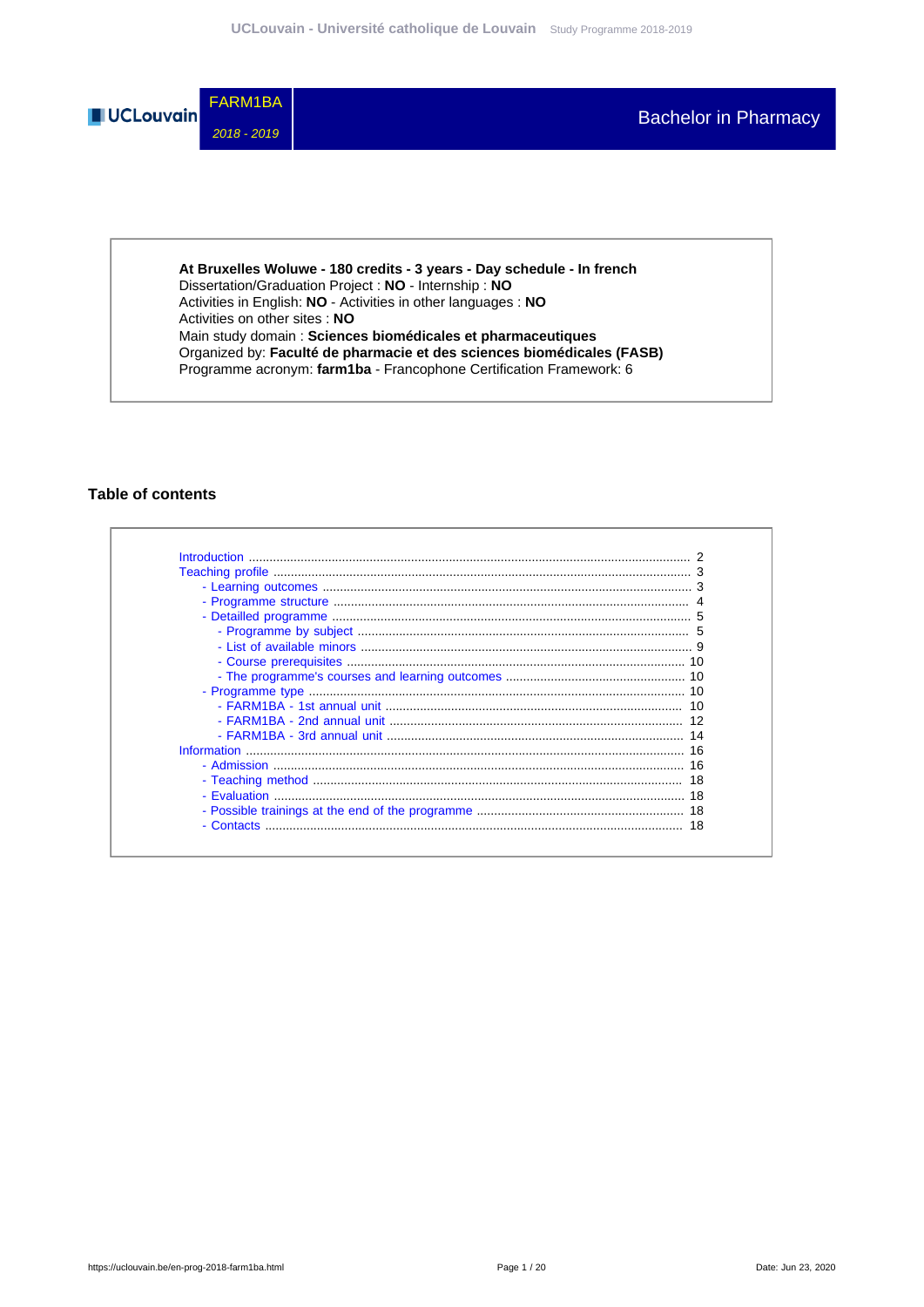**FARM1BA**

*2018 - 2019*

# Bachelor in Pharmacy

**At Bruxelles Woluwe - 180 credits - 3 years - Day schedule - In french**
Dissertation/Graduation Project : **NO** - Internship : **NO**
Activities in English: **NO** - Activities in other languages : **NO**
Activities on other sites : **NO**
Main study domain : **Sciences biomédicales et pharmaceutiques**
Organized by: **Faculté de pharmacie et des sciences biomédicales (FASB)**
Programme acronym: **farm1ba** - Francophone Certification Framework: 6

## Table of contents

- Introduction ..... 2
- Teaching profile ..... 3
  - Learning outcomes ..... 3
  - Programme structure ..... 4
  - Detailled programme ..... 5
    - Programme by subject ..... 5
    - List of available minors ..... 9
    - Course prerequisites ..... 10
    - The programme's courses and learning outcomes ..... 10
  - Programme type ..... 10
    - FARM1BA - 1st annual unit ..... 10
    - FARM1BA - 2nd annual unit ..... 12
    - FARM1BA - 3rd annual unit ..... 14
- Information ..... 16
  - Admission ..... 16
  - Teaching method ..... 18
  - Evaluation ..... 18
  - Possible trainings at the end of the programme ..... 18
  - Contacts ..... 18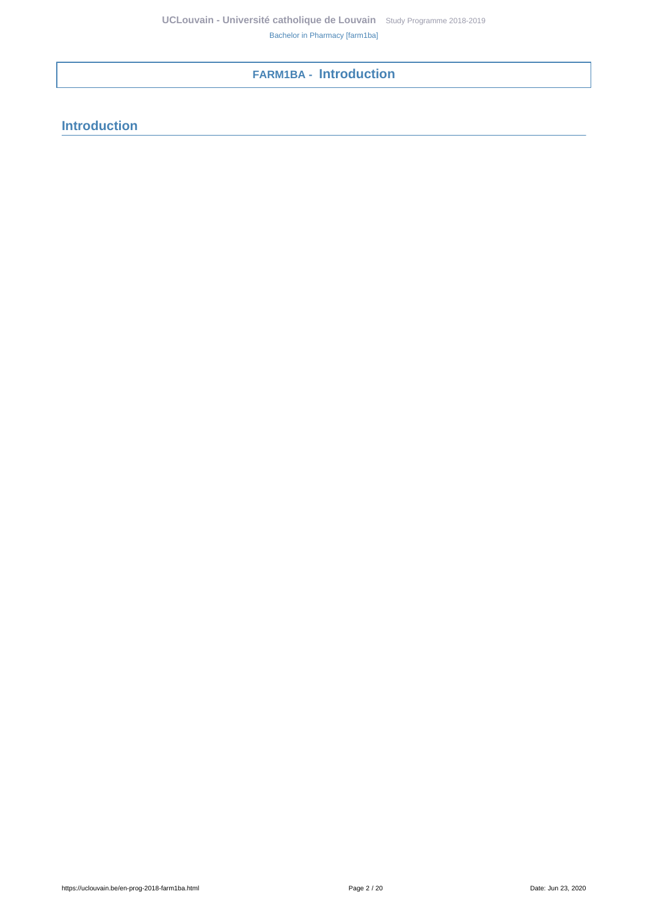# FARM1BA - Introduction

## Introduction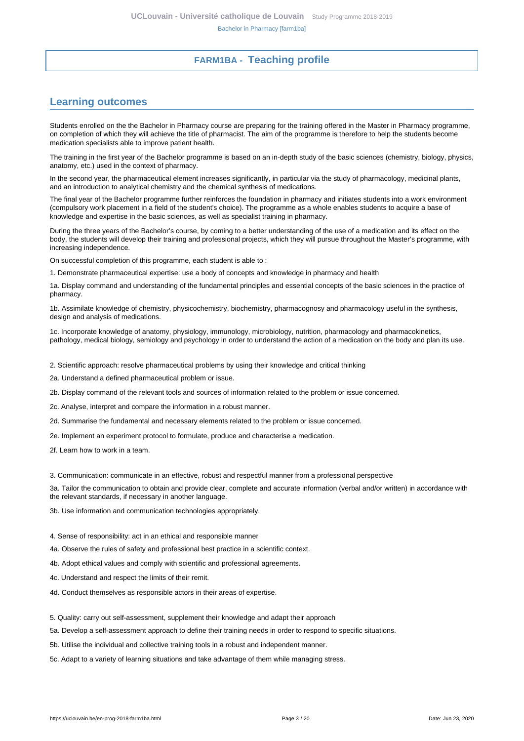# FARM1BA - Teaching profile

## Learning outcomes

Students enrolled on the the Bachelor in Pharmacy course are preparing for the training offered in the Master in Pharmacy programme, on completion of which they will achieve the title of pharmacist. The aim of the programme is therefore to help the students become medication specialists able to improve patient health.

The training in the first year of the Bachelor programme is based on an in-depth study of the basic sciences (chemistry, biology, physics, anatomy, etc.) used in the context of pharmacy.

In the second year, the pharmaceutical element increases significantly, in particular via the study of pharmacology, medicinal plants, and an introduction to analytical chemistry and the chemical synthesis of medications.

The final year of the Bachelor programme further reinforces the foundation in pharmacy and initiates students into a work environment (compulsory work placement in a field of the student's choice). The programme as a whole enables students to acquire a base of knowledge and expertise in the basic sciences, as well as specialist training in pharmacy.

During the three years of the Bachelor's course, by coming to a better understanding of the use of a medication and its effect on the body, the students will develop their training and professional projects, which they will pursue throughout the Master's programme, with increasing independence.

On successful completion of this programme, each student is able to :

1. Demonstrate pharmaceutical expertise: use a body of concepts and knowledge in pharmacy and health

1a. Display command and understanding of the fundamental principles and essential concepts of the basic sciences in the practice of pharmacy.

1b. Assimilate knowledge of chemistry, physicochemistry, biochemistry, pharmacognosy and pharmacology useful in the synthesis, design and analysis of medications.

1c. Incorporate knowledge of anatomy, physiology, immunology, microbiology, nutrition, pharmacology and pharmacokinetics, pathology, medical biology, semiology and psychology in order to understand the action of a medication on the body and plan its use.

2. Scientific approach: resolve pharmaceutical problems by using their knowledge and critical thinking

2a. Understand a defined pharmaceutical problem or issue.

2b. Display command of the relevant tools and sources of information related to the problem or issue concerned.

2c. Analyse, interpret and compare the information in a robust manner.

2d. Summarise the fundamental and necessary elements related to the problem or issue concerned.

2e. Implement an experiment protocol to formulate, produce and characterise a medication.

2f. Learn how to work in a team.

3. Communication: communicate in an effective, robust and respectful manner from a professional perspective

3a. Tailor the communication to obtain and provide clear, complete and accurate information (verbal and/or written) in accordance with the relevant standards, if necessary in another language.

3b. Use information and communication technologies appropriately.

4. Sense of responsibility: act in an ethical and responsible manner

4a. Observe the rules of safety and professional best practice in a scientific context.

4b. Adopt ethical values and comply with scientific and professional agreements.

4c. Understand and respect the limits of their remit.

4d. Conduct themselves as responsible actors in their areas of expertise.

5. Quality: carry out self-assessment, supplement their knowledge and adapt their approach

5a. Develop a self-assessment approach to define their training needs in order to respond to specific situations.

5b. Utilise the individual and collective training tools in a robust and independent manner.

5c. Adapt to a variety of learning situations and take advantage of them while managing stress.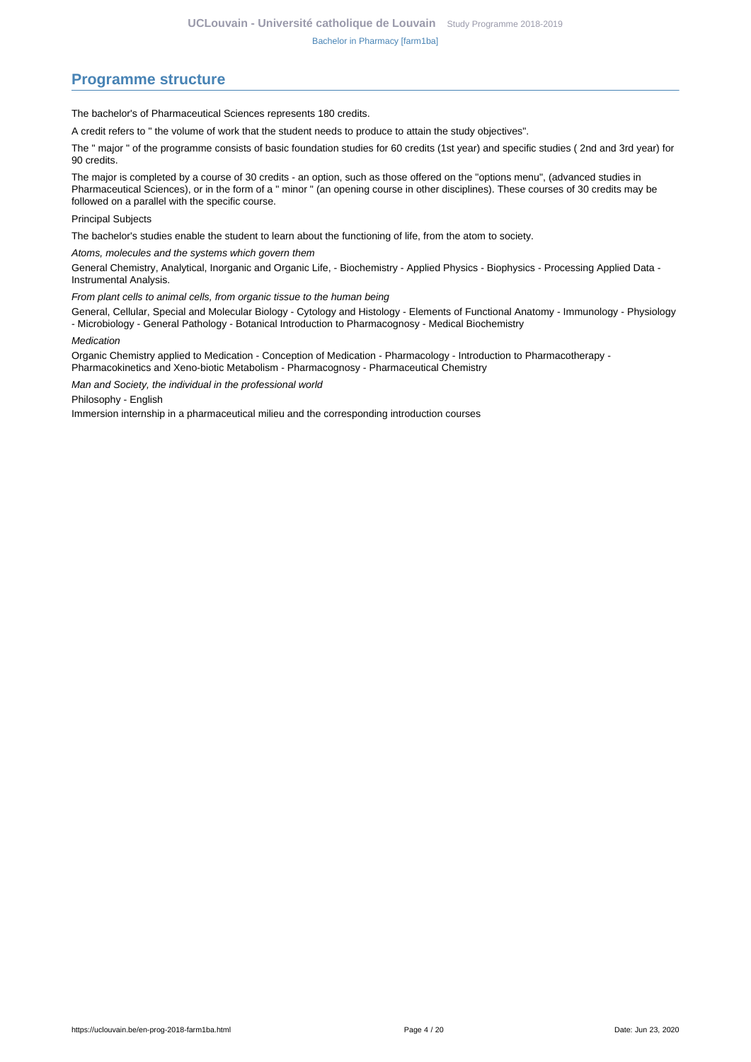## Programme structure

The bachelor's of Pharmaceutical Sciences represents 180 credits.

A credit refers to " the volume of work that the student needs to produce to attain the study objectives".

The " major " of the programme consists of basic foundation studies for 60 credits (1st year) and specific studies ( 2nd and 3rd year) for 90 credits.

The major is completed by a course of 30 credits - an option, such as those offered on the "options menu", (advanced studies in Pharmaceutical Sciences), or in the form of a " minor " (an opening course in other disciplines). These courses of 30 credits may be followed on a parallel with the specific course.

Principal Subjects

The bachelor's studies enable the student to learn about the functioning of life, from the atom to society.

*Atoms, molecules and the systems which govern them*

General Chemistry, Analytical, Inorganic and Organic Life, - Biochemistry - Applied Physics - Biophysics - Processing Applied Data - Instrumental Analysis.

*From plant cells to animal cells, from organic tissue to the human being*

General, Cellular, Special and Molecular Biology - Cytology and Histology - Elements of Functional Anatomy - Immunology - Physiology - Microbiology - General Pathology - Botanical Introduction to Pharmacognosy - Medical Biochemistry

*Medication*

Organic Chemistry applied to Medication - Conception of Medication - Pharmacology - Introduction to Pharmacotherapy - Pharmacokinetics and Xeno-biotic Metabolism - Pharmacognosy - Pharmaceutical Chemistry

*Man and Society, the individual in the professional world*

Philosophy - English

Immersion internship in a pharmaceutical milieu and the corresponding introduction courses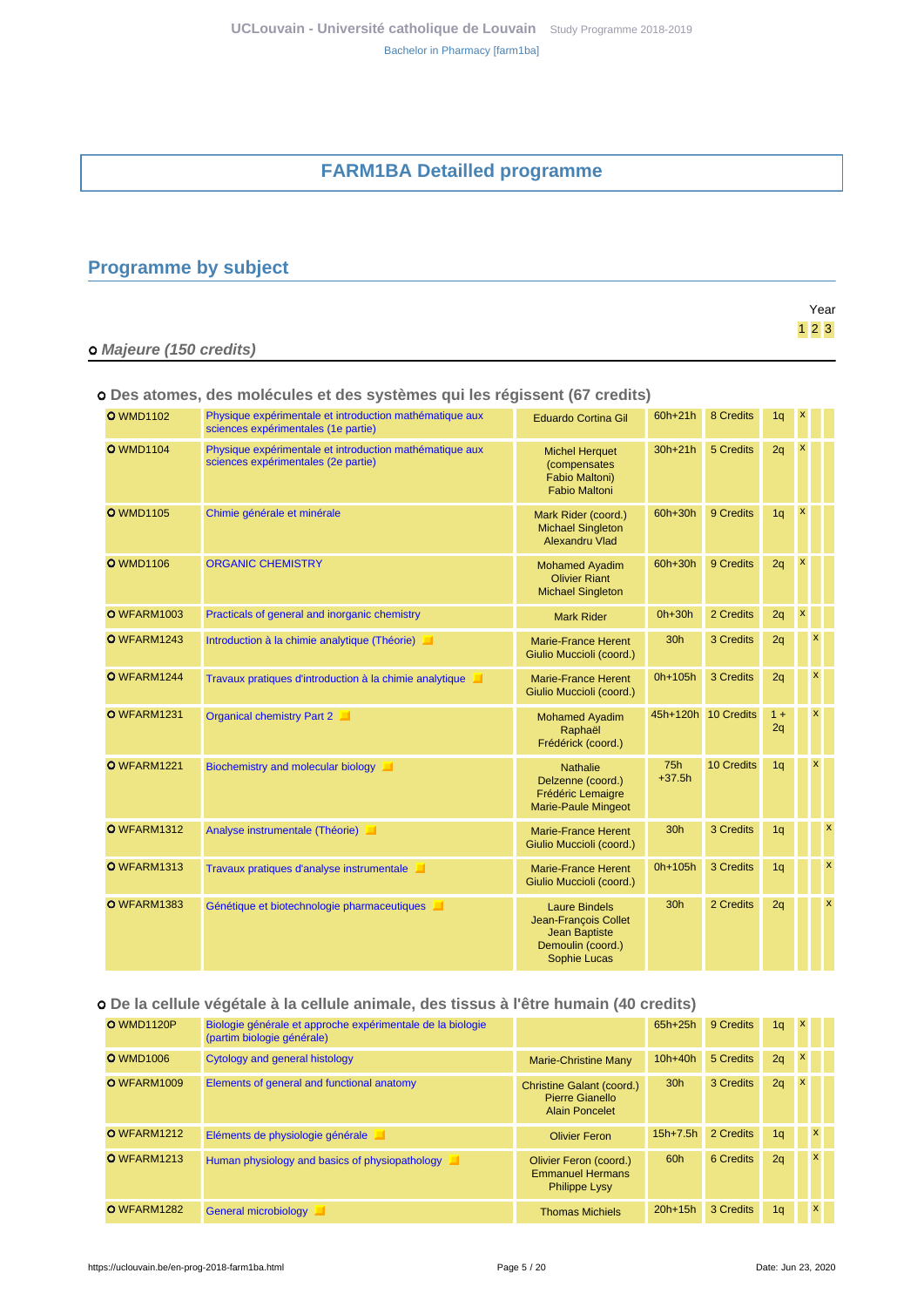# FARM1BA Detailled programme

## Programme by subject

### Majeure (150 credits)

#### Des atomes, des molécules et des systèmes qui les régissent (67 credits)

| Code | Title | Teachers | Hours | Credits | Quad. | Year 1 | Year 2 | Year 3 |
|---|---|---|---|---|---|---|---|---|
| WMD1102 | Physique expérimentale et introduction mathématique aux sciences expérimentales (1e partie) | Eduardo Cortina Gil | 60h+21h | 8 Credits | 1q | x | | |
| WMD1104 | Physique expérimentale et introduction mathématique aux sciences expérimentales (2e partie) | Michel Herquet (compensates Fabio Maltoni) Fabio Maltoni | 30h+21h | 5 Credits | 2q | x | | |
| WMD1105 | Chimie générale et minérale | Mark Rider (coord.) Michael Singleton Alexandru Vlad | 60h+30h | 9 Credits | 1q | x | | |
| WMD1106 | ORGANIC CHEMISTRY | Mohamed Ayadim Olivier Riant Michael Singleton | 60h+30h | 9 Credits | 2q | x | | |
| WFARM1003 | Practicals of general and inorganic chemistry | Mark Rider | 0h+30h | 2 Credits | 2q | x | | |
| WFARM1243 | Introduction à la chimie analytique (Théorie) | Marie-France Herent Giulio Muccioli (coord.) | 30h | 3 Credits | 2q | | x | |
| WFARM1244 | Travaux pratiques d'introduction à la chimie analytique | Marie-France Herent Giulio Muccioli (coord.) | 0h+105h | 3 Credits | 2q | | x | |
| WFARM1231 | Organical chemistry Part 2 | Mohamed Ayadim Raphaël Frédérick (coord.) | 45h+120h | 10 Credits | 1 + 2q | | x | |
| WFARM1221 | Biochemistry and molecular biology | Nathalie Delzenne (coord.) Frédéric Lemaigre Marie-Paule Mingeot | 75h +37.5h | 10 Credits | 1q | | x | |
| WFARM1312 | Analyse instrumentale (Théorie) | Marie-France Herent Giulio Muccioli (coord.) | 30h | 3 Credits | 1q | | | x |
| WFARM1313 | Travaux pratiques d'analyse instrumentale | Marie-France Herent Giulio Muccioli (coord.) | 0h+105h | 3 Credits | 1q | | | x |
| WFARM1383 | Génétique et biotechnologie pharmaceutiques | Laure Bindels Jean-François Collet Jean Baptiste Demoulin (coord.) Sophie Lucas | 30h | 2 Credits | 2q | | | x |

#### De la cellule végétale à la cellule animale, des tissus à l'être humain (40 credits)

| Code | Title | Teachers | Hours | Credits | Quad. | Year 1 | Year 2 | Year 3 |
|---|---|---|---|---|---|---|---|---|
| WMD1120P | Biologie générale et approche expérimentale de la biologie (partim biologie générale) | | 65h+25h | 9 Credits | 1q | x | | |
| WMD1006 | Cytology and general histology | Marie-Christine Many | 10h+40h | 5 Credits | 2q | x | | |
| WFARM1009 | Elements of general and functional anatomy | Christine Galant (coord.) Pierre Gianello Alain Poncelet | 30h | 3 Credits | 2q | x | | |
| WFARM1212 | Eléments de physiologie générale | Olivier Feron | 15h+7.5h | 2 Credits | 1q | | x | |
| WFARM1213 | Human physiology and basics of physiopathology | Olivier Feron (coord.) Emmanuel Hermans Philippe Lysy | 60h | 6 Credits | 2q | | x | |
| WFARM1282 | General microbiology | Thomas Michiels | 20h+15h | 3 Credits | 1q | | x | |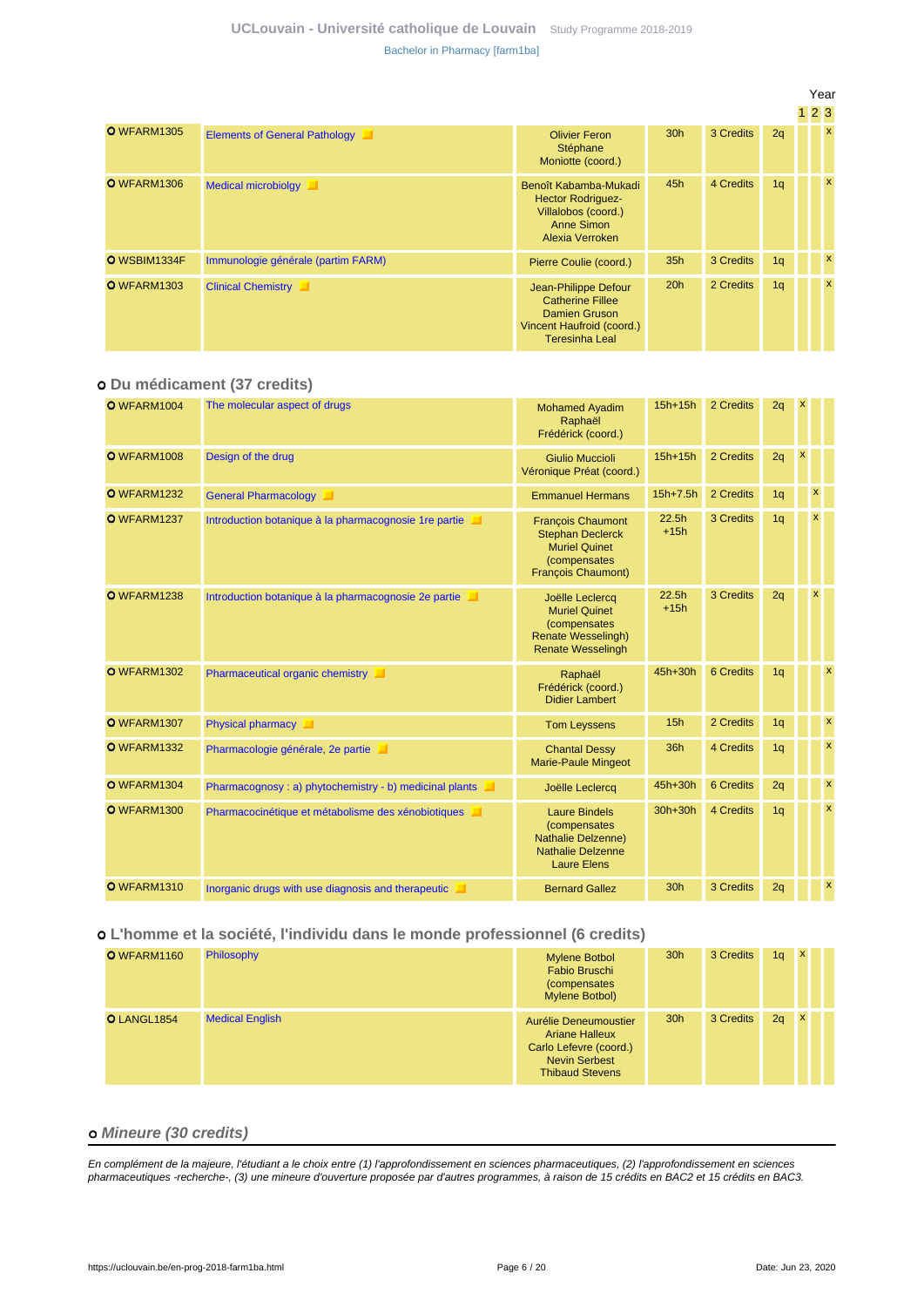| | | | | | | Year 1 | 2 | 3 |
|---|---|---|---|---|---|---|---|---|
| WFARM1305 | Elements of General Pathology | Olivier Feron Stéphane Moniotte (coord.) | 30h | 3 Credits | 2q | | | x |
| WFARM1306 | Medical microbiolgy | Benoît Kabamba-Mukadi Hector Rodriguez-Villalobos (coord.) Anne Simon Alexia Verroken | 45h | 4 Credits | 1q | | | x |
| WSBIM1334F | Immunologie générale (partim FARM) | Pierre Coulie (coord.) | 35h | 3 Credits | 1q | | | x |
| WFARM1303 | Clinical Chemistry | Jean-Philippe Defour Catherine Fillee Damien Gruson Vincent Haufroid (coord.) Teresinha Leal | 20h | 2 Credits | 1q | | | x |

### Du médicament (37 credits)

| | | | | | | 1 | 2 | 3 |
|---|---|---|---|---|---|---|---|---|
| WFARM1004 | The molecular aspect of drugs | Mohamed Ayadim Raphaël Frédérick (coord.) | 15h+15h | 2 Credits | 2q | x | | |
| WFARM1008 | Design of the drug | Giulio Muccioli Véronique Préat (coord.) | 15h+15h | 2 Credits | 2q | x | | |
| WFARM1232 | General Pharmacology | Emmanuel Hermans | 15h+7.5h | 2 Credits | 1q | | x | |
| WFARM1237 | Introduction botanique à la pharmacognosie 1re partie | François Chaumont Stephan Declerck Muriel Quinet (compensates François Chaumont) | 22.5h +15h | 3 Credits | 1q | | x | |
| WFARM1238 | Introduction botanique à la pharmacognosie 2e partie | Joëlle Leclercq Muriel Quinet (compensates Renate Wesselingh) Renate Wesselingh | 22.5h +15h | 3 Credits | 2q | | x | |
| WFARM1302 | Pharmaceutical organic chemistry | Raphaël Frédérick (coord.) Didier Lambert | 45h+30h | 6 Credits | 1q | | | x |
| WFARM1307 | Physical pharmacy | Tom Leyssens | 15h | 2 Credits | 1q | | | x |
| WFARM1332 | Pharmacologie générale, 2e partie | Chantal Dessy Marie-Paule Mingeot | 36h | 4 Credits | 1q | | | x |
| WFARM1304 | Pharmacognosy : a) phytochemistry - b) medicinal plants | Joëlle Leclercq | 45h+30h | 6 Credits | 2q | | | x |
| WFARM1300 | Pharmacocinétique et métabolisme des xénobiotiques | Laure Bindels (compensates Nathalie Delzenne) Nathalie Delzenne Laure Elens | 30h+30h | 4 Credits | 1q | | | x |
| WFARM1310 | Inorganic drugs with use diagnosis and therapeutic | Bernard Gallez | 30h | 3 Credits | 2q | | | x |

### L'homme et la société, l'individu dans le monde professionnel (6 credits)

| | | | | | | 1 | 2 | 3 |
|---|---|---|---|---|---|---|---|---|
| WFARM1160 | Philosophy | Mylene Botbol Fabio Bruschi (compensates Mylene Botbol) | 30h | 3 Credits | 1q | x | | |
| LANGL1854 | Medical English | Aurélie Deneumoustier Ariane Halleux Carlo Lefevre (coord.) Nevin Serbest Thibaud Stevens | 30h | 3 Credits | 2q | x | | |

## *Mineure (30 credits)*

*En complément de la majeure, l'étudiant a le choix entre (1) l'approfondissement en sciences pharmaceutiques, (2) l'approfondissement en sciences pharmaceutiques -recherche-, (3) une mineure d'ouverture proposée par d'autres programmes, à raison de 15 crédits en BAC2 et 15 crédits en BAC3.*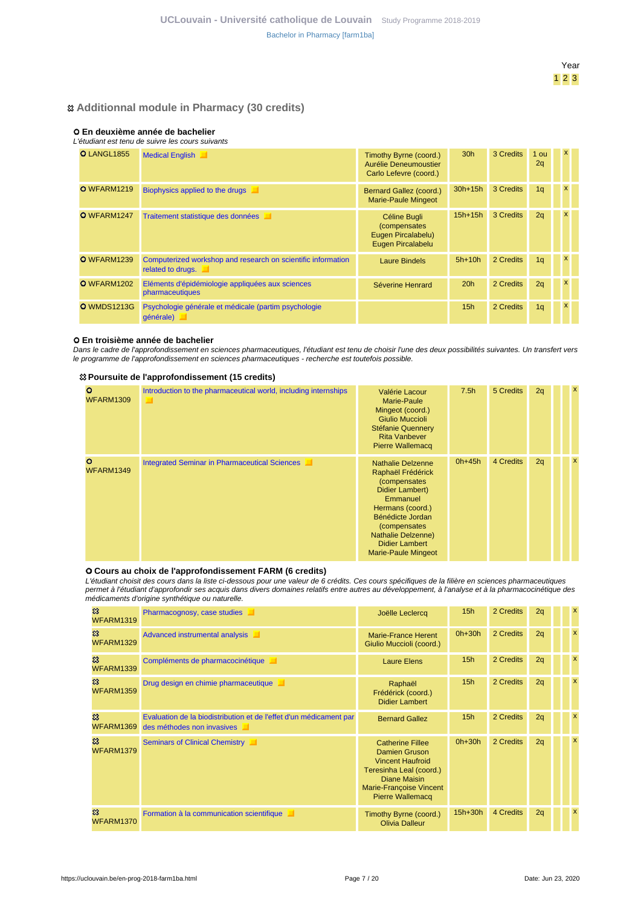## Additionnal module in Pharmacy (30 credits)

### En deuxième année de bachelier

*L'étudiant est tenu de suivre les cours suivants*

| Code | Course | Teachers | Hours | Credits | Quarter | Year 1 | Year 2 | Year 3 |
|---|---|---|---|---|---|---|---|---|
| LANGL1855 | Medical English | Timothy Byrne (coord.) Aurélie Deneumoustier Carlo Lefevre (coord.) | 30h | 3 Credits | 1 ou 2q | | x | |
| WFARM1219 | Biophysics applied to the drugs | Bernard Gallez (coord.) Marie-Paule Mingeot | 30h+15h | 3 Credits | 1q | | x | |
| WFARM1247 | Traitement statistique des données | Céline Bugli (compensates Eugen Pircalabelu) Eugen Pircalabelu | 15h+15h | 3 Credits | 2q | | x | |
| WFARM1239 | Computerized workshop and research on scientific information related to drugs. | Laure Bindels | 5h+10h | 2 Credits | 1q | | x | |
| WFARM1202 | Eléments d'épidémiologie appliquées aux sciences pharmaceutiques | Séverine Henrard | 20h | 2 Credits | 2q | | x | |
| WMDS1213G | Psychologie générale et médicale (partim psychologie générale) | | 15h | 2 Credits | 1q | | x | |

### En troisième année de bachelier

*Dans le cadre de l'approfondissement en sciences pharmaceutiques, l'étudiant est tenu de choisir l'une des deux possibilités suivantes. Un transfert vers le programme de l'approfondissement en sciences pharmaceutiques - recherche est toutefois possible.*

#### Poursuite de l'approfondissement (15 credits)

| Code | Course | Teachers | Hours | Credits | Quarter | Year 1 | Year 2 | Year 3 |
|---|---|---|---|---|---|---|---|---|
| WFARM1309 | Introduction to the pharmaceutical world, including internships | Valérie Lacour Marie-Paule Mingeot (coord.) Giulio Muccioli Stéfanie Quennery Rita Vanbever Pierre Wallemacq | 7.5h | 5 Credits | 2q | | | x |
| WFARM1349 | Integrated Seminar in Pharmaceutical Sciences | Nathalie Delzenne Raphaël Frédérick (compensates Didier Lambert) Emmanuel Hermans (coord.) Bénédicte Jordan (compensates Nathalie Delzenne) Didier Lambert Marie-Paule Mingeot | 0h+45h | 4 Credits | 2q | | | x |

#### Cours au choix de l'approfondissement FARM (6 credits)

*L'étudiant choisit des cours dans la liste ci-dessous pour une valeur de 6 crédits. Ces cours spécifiques de la filière en sciences pharmaceutiques permet à l'étudiant d'approfondir ses acquis dans divers domaines relatifs entre autres au développement, à l'analyse et à la pharmacocinétique des médicaments d'origine synthétique ou naturelle.*

| Code | Course | Teachers | Hours | Credits | Quarter | Year 1 | Year 2 | Year 3 |
|---|---|---|---|---|---|---|---|---|
| WFARM1319 | Pharmacognosy, case studies | Joëlle Leclercq | 15h | 2 Credits | 2q | | | x |
| WFARM1329 | Advanced instrumental analysis | Marie-France Herent Giulio Muccioli (coord.) | 0h+30h | 2 Credits | 2q | | | x |
| WFARM1339 | Compléments de pharmacocinétique | Laure Elens | 15h | 2 Credits | 2q | | | x |
| WFARM1359 | Drug design en chimie pharmaceutique | Raphaël Frédérick (coord.) Didier Lambert | 15h | 2 Credits | 2q | | | x |
| WFARM1369 | Evaluation de la biodistribution et de l'effet d'un médicament par des méthodes non invasives | Bernard Gallez | 15h | 2 Credits | 2q | | | x |
| WFARM1379 | Seminars of Clinical Chemistry | Catherine Fillee Damien Gruson Vincent Haufroid Teresinha Leal (coord.) Diane Maisin Marie-Françoise Vincent Pierre Wallemacq | 0h+30h | 2 Credits | 2q | | | x |
| WFARM1370 | Formation à la communication scientifique | Timothy Byrne (coord.) Olivia Dalleur | 15h+30h | 4 Credits | 2q | | | x |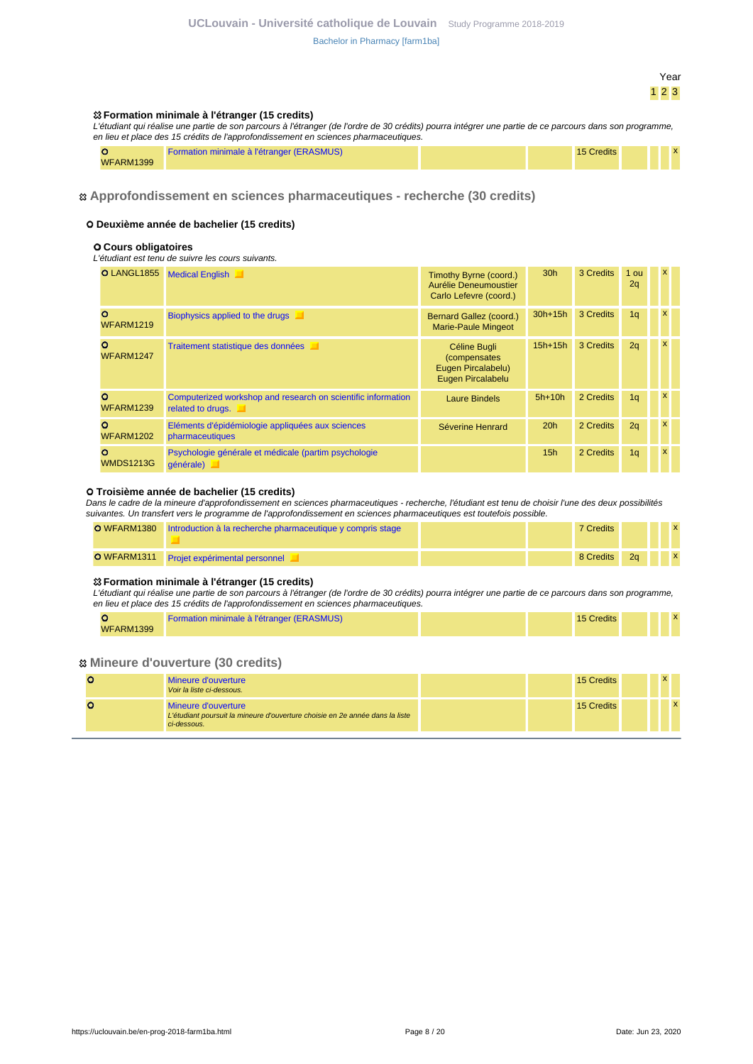Year
1 2 3

### Formation minimale à l'étranger (15 credits)

*L'étudiant qui réalise une partie de son parcours à l'étranger (de l'ordre de 30 crédits) pourra intégrer une partie de ce parcours dans son programme, en lieu et place des 15 crédits de l'approfondissement en sciences pharmaceutiques.*

| Code | Title | Teachers | Hours | Credits | Quadrimester | 1 | 2 | 3 |
|---|---|---|---|---|---|---|---|---|
| WFARM1399 | Formation minimale à l'étranger (ERASMUS) | | | 15 Credits | | | | x |

## Approfondissement en sciences pharmaceutiques - recherche (30 credits)

### Deuxième année de bachelier (15 credits)

#### Cours obligatoires

*L'étudiant est tenu de suivre les cours suivants.*

| Code | Title | Teachers | Hours | Credits | Quadrimester | 1 | 2 | 3 |
|---|---|---|---|---|---|---|---|---|
| LANGL1855 | Medical English | Timothy Byrne (coord.) Aurélie Deneumoustier Carlo Lefevre (coord.) | 30h | 3 Credits | 1 ou 2q | | x | |
| WFARM1219 | Biophysics applied to the drugs | Bernard Gallez (coord.) Marie-Paule Mingeot | 30h+15h | 3 Credits | 1q | | x | |
| WFARM1247 | Traitement statistique des données | Céline Bugli (compensates Eugen Pircalabelu) Eugen Pircalabelu | 15h+15h | 3 Credits | 2q | | x | |
| WFARM1239 | Computerized workshop and research on scientific information related to drugs. | Laure Bindels | 5h+10h | 2 Credits | 1q | | x | |
| WFARM1202 | Eléments d'épidémiologie appliquées aux sciences pharmaceutiques | Séverine Henrard | 20h | 2 Credits | 2q | | x | |
| WMDS1213G | Psychologie générale et médicale (partim psychologie générale) | | 15h | 2 Credits | 1q | | x | |

### Troisième année de bachelier (15 credits)

*Dans le cadre de la mineure d'approfondissement en sciences pharmaceutiques - recherche, l'étudiant est tenu de choisir l'une des deux possibilités suivantes. Un transfert vers le programme de l'approfondissement en sciences pharmaceutiques est toutefois possible.*

| Code | Title | Teachers | Hours | Credits | Quadrimester | 1 | 2 | 3 |
|---|---|---|---|---|---|---|---|---|
| WFARM1380 | Introduction à la recherche pharmaceutique y compris stage | | | 7 Credits | | | | x |
| WFARM1311 | Projet expérimental personnel | | | 8 Credits | 2q | | | x |

#### Formation minimale à l'étranger (15 credits)

*L'étudiant qui réalise une partie de son parcours à l'étranger (de l'ordre de 30 crédits) pourra intégrer une partie de ce parcours dans son programme, en lieu et place des 15 crédits de l'approfondissement en sciences pharmaceutiques.*

| Code | Title | Teachers | Hours | Credits | Quadrimester | 1 | 2 | 3 |
|---|---|---|---|---|---|---|---|---|
| WFARM1399 | Formation minimale à l'étranger (ERASMUS) | | | 15 Credits | | | | x |

## Mineure d'ouverture (30 credits)

| Code | Title | Teachers | Hours | Credits | Quadrimester | 1 | 2 | 3 |
|---|---|---|---|---|---|---|---|---|
| | Mineure d'ouverture *Voir la liste ci-dessous.* | | | 15 Credits | | | x | |
| | Mineure d'ouverture *L'étudiant poursuit la mineure d'ouverture choisie en 2e année dans la liste ci-dessous.* | | | 15 Credits | | | | x |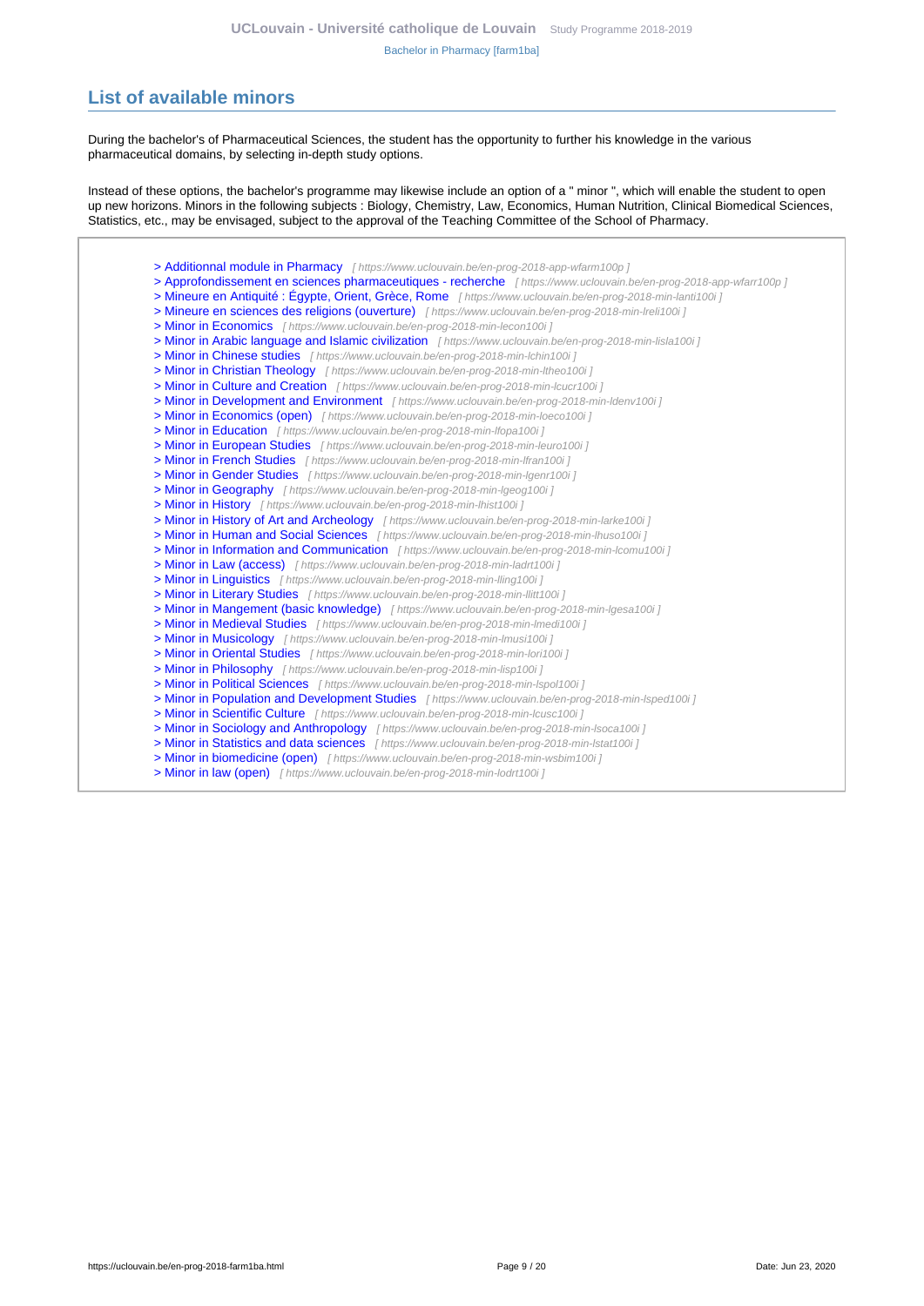## List of available minors

During the bachelor's of Pharmaceutical Sciences, the student has the opportunity to further his knowledge in the various pharmaceutical domains, by selecting in-depth study options.

Instead of these options, the bachelor's programme may likewise include an option of a " minor ", which will enable the student to open up new horizons. Minors in the following subjects : Biology, Chemistry, Law, Economics, Human Nutrition, Clinical Biomedical Sciences, Statistics, etc., may be envisaged, subject to the approval of the Teaching Committee of the School of Pharmacy.

- > Additionnal module in Pharmacy [ https://www.uclouvain.be/en-prog-2018-app-wfarm100p ]
- > Approfondissement en sciences pharmaceutiques - recherche [ https://www.uclouvain.be/en-prog-2018-app-wfarr100p ]
- > Mineure en Antiquité : Égypte, Orient, Grèce, Rome [ https://www.uclouvain.be/en-prog-2018-min-lanti100i ]
- > Mineure en sciences des religions (ouverture) [ https://www.uclouvain.be/en-prog-2018-min-lreli100i ]
- > Minor in Economics [ https://www.uclouvain.be/en-prog-2018-min-lecon100i ]
- > Minor in Arabic language and Islamic civilization [ https://www.uclouvain.be/en-prog-2018-min-lisla100i ]
- > Minor in Chinese studies [ https://www.uclouvain.be/en-prog-2018-min-lchin100i ]
- > Minor in Christian Theology [ https://www.uclouvain.be/en-prog-2018-min-ltheo100i ]
- > Minor in Culture and Creation [ https://www.uclouvain.be/en-prog-2018-min-lcucr100i ]
- > Minor in Development and Environment [ https://www.uclouvain.be/en-prog-2018-min-ldenv100i ]
- > Minor in Economics (open) [ https://www.uclouvain.be/en-prog-2018-min-loeco100i ]
- > Minor in Education [ https://www.uclouvain.be/en-prog-2018-min-lfopa100i ]
- > Minor in European Studies [ https://www.uclouvain.be/en-prog-2018-min-leuro100i ]
- > Minor in French Studies [ https://www.uclouvain.be/en-prog-2018-min-lfran100i ]
- > Minor in Gender Studies [ https://www.uclouvain.be/en-prog-2018-min-lgenr100i ]
- > Minor in Geography [ https://www.uclouvain.be/en-prog-2018-min-lgeog100i ]
- > Minor in History [ https://www.uclouvain.be/en-prog-2018-min-lhist100i ]
- > Minor in History of Art and Archeology [ https://www.uclouvain.be/en-prog-2018-min-larke100i ]
- > Minor in Human and Social Sciences [ https://www.uclouvain.be/en-prog-2018-min-lhuso100i ]
- > Minor in Information and Communication [ https://www.uclouvain.be/en-prog-2018-min-lcomu100i ]
- > Minor in Law (access) [ https://www.uclouvain.be/en-prog-2018-min-ladrt100i ]
- > Minor in Linguistics [ https://www.uclouvain.be/en-prog-2018-min-lling100i ]
- > Minor in Literary Studies [ https://www.uclouvain.be/en-prog-2018-min-llitt100i ]
- > Minor in Mangement (basic knowledge) [ https://www.uclouvain.be/en-prog-2018-min-lgesa100i ]
- > Minor in Medieval Studies [ https://www.uclouvain.be/en-prog-2018-min-lmedi100i ]
- > Minor in Musicology [ https://www.uclouvain.be/en-prog-2018-min-lmusi100i ]
- > Minor in Oriental Studies [ https://www.uclouvain.be/en-prog-2018-min-lori100i ]
- > Minor in Philosophy [ https://www.uclouvain.be/en-prog-2018-min-lisp100i ]
- > Minor in Political Sciences [ https://www.uclouvain.be/en-prog-2018-min-lspol100i ]
- > Minor in Population and Development Studies [ https://www.uclouvain.be/en-prog-2018-min-lsped100i ]
- > Minor in Scientific Culture [ https://www.uclouvain.be/en-prog-2018-min-lcusc100i ]
- > Minor in Sociology and Anthropology [ https://www.uclouvain.be/en-prog-2018-min-lsoca100i ]
- > Minor in Statistics and data sciences [ https://www.uclouvain.be/en-prog-2018-min-lstat100i ]
- > Minor in biomedicine (open) [ https://www.uclouvain.be/en-prog-2018-min-wsbim100i ]
- > Minor in law (open) [ https://www.uclouvain.be/en-prog-2018-min-lodrt100i ]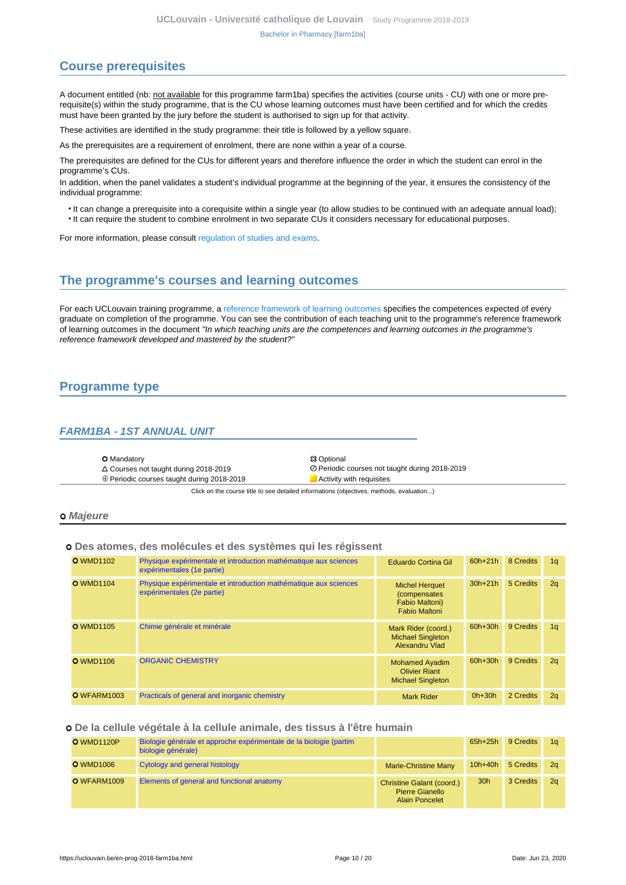## Course prerequisites

A document entitled (nb: not available for this programme farm1ba) specifies the activities (course units - CU) with one or more pre-requisite(s) within the study programme, that is the CU whose learning outcomes must have been certified and for which the credits must have been granted by the jury before the student is authorised to sign up for that activity.

These activities are identified in the study programme: their title is followed by a yellow square.

As the prerequisites are a requirement of enrolment, there are none within a year of a course.

The prerequisites are defined for the CUs for different years and therefore influence the order in which the student can enrol in the programme's CUs.
In addition, when the panel validates a student's individual programme at the beginning of the year, it ensures the consistency of the individual programme:

- It can change a prerequisite into a corequisite within a single year (to allow studies to be continued with an adequate annual load);
- It can require the student to combine enrolment in two separate CUs it considers necessary for educational purposes.

For more information, please consult regulation of studies and exams.

## The programme's courses and learning outcomes

For each UCLouvain training programme, a reference framework of learning outcomes specifies the competences expected of every graduate on completion of the programme. You can see the contribution of each teaching unit to the programme's reference framework of learning outcomes in the document *"In which teaching units are the competences and learning outcomes in the programme's reference framework developed and mastered by the student?"*

## Programme type

### FARM1BA - 1ST ANNUAL UNIT

- Mandatory
- Optional
- △ Courses not taught during 2018-2019
- ⊘ Periodic courses not taught during 2018-2019
- ⊕ Periodic courses taught during 2018-2019
- Activity with requisites

Click on the course title to see detailed informations (objectives, methods, evaluation...)

#### Majeure

##### Des atomes, des molécules et des systèmes qui les régissent

| Code | Title | Teachers | Hours | Credits | Quad. |
|---|---|---|---|---|---|
| WMD1102 | Physique expérimentale et introduction mathématique aux sciences expérimentales (1e partie) | Eduardo Cortina Gil | 60h+21h | 8 Credits | 1q |
| WMD1104 | Physique expérimentale et introduction mathématique aux sciences expérimentales (2e partie) | Michel Herquet (compensates Fabio Maltoni) Fabio Maltoni | 30h+21h | 5 Credits | 2q |
| WMD1105 | Chimie générale et minérale | Mark Rider (coord.) Michael Singleton Alexandru Vlad | 60h+30h | 9 Credits | 1q |
| WMD1106 | ORGANIC CHEMISTRY | Mohamed Ayadim Olivier Riant Michael Singleton | 60h+30h | 9 Credits | 2q |
| WFARM1003 | Practicals of general and inorganic chemistry | Mark Rider | 0h+30h | 2 Credits | 2q |

##### De la cellule végétale à la cellule animale, des tissus à l'être humain

| Code | Title | Teachers | Hours | Credits | Quad. |
|---|---|---|---|---|---|
| WMD1120P | Biologie générale et approche expérimentale de la biologie (partim biologie générale) | | 65h+25h | 9 Credits | 1q |
| WMD1006 | Cytology and general histology | Marie-Christine Many | 10h+40h | 5 Credits | 2q |
| WFARM1009 | Elements of general and functional anatomy | Christine Galant (coord.) Pierre Gianello Alain Poncelet | 30h | 3 Credits | 2q |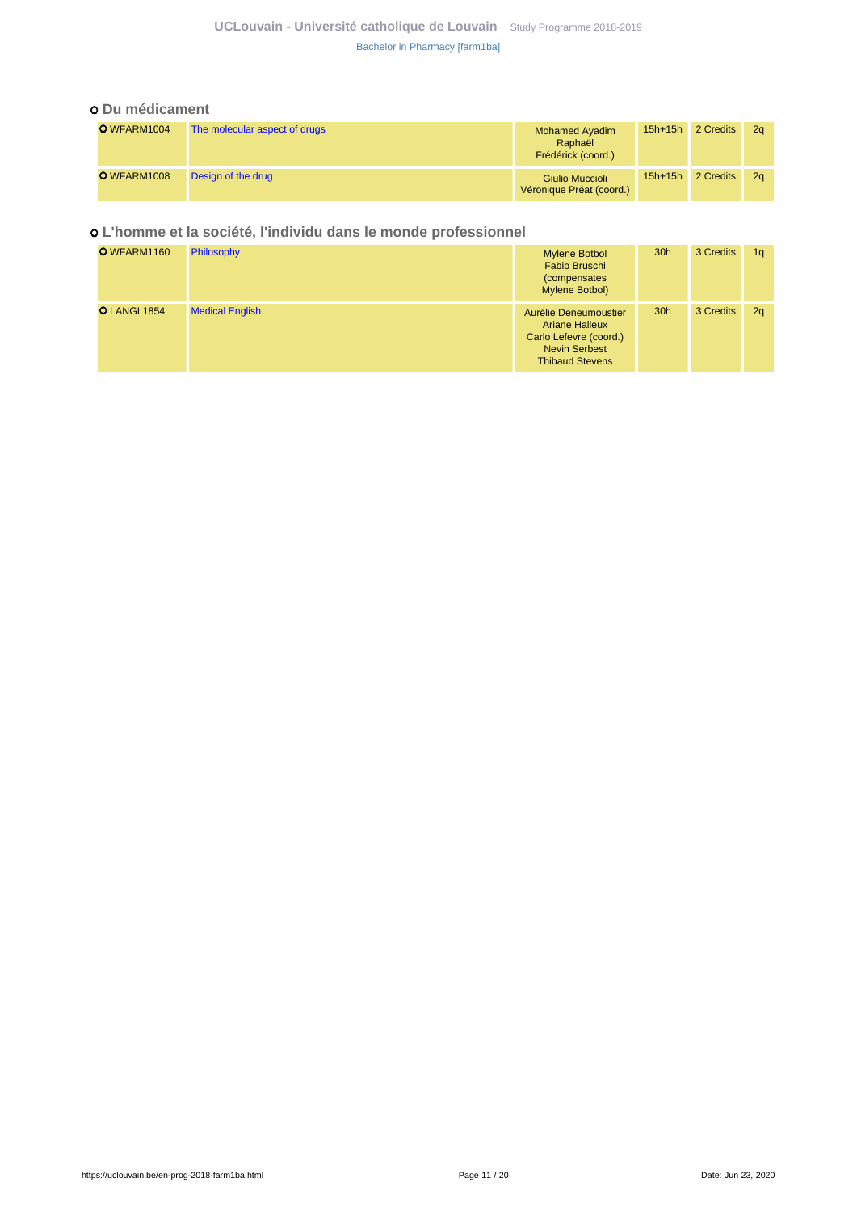### Du médicament

| | | | | | |
|---|---|---|---|---|---|
| WFARM1004 | The molecular aspect of drugs | Mohamed Ayadim Raphaël Frédérick (coord.) | 15h+15h | 2 Credits | 2q |
| WFARM1008 | Design of the drug | Giulio Muccioli Véronique Préat (coord.) | 15h+15h | 2 Credits | 2q |

### L'homme et la société, l'individu dans le monde professionnel

| | | | | | |
|---|---|---|---|---|---|
| WFARM1160 | Philosophy | Mylene Botbol Fabio Bruschi (compensates Mylene Botbol) | 30h | 3 Credits | 1q |
| LANGL1854 | Medical English | Aurélie Deneumoustier Ariane Halleux Carlo Lefevre (coord.) Nevin Serbest Thibaud Stevens | 30h | 3 Credits | 2q |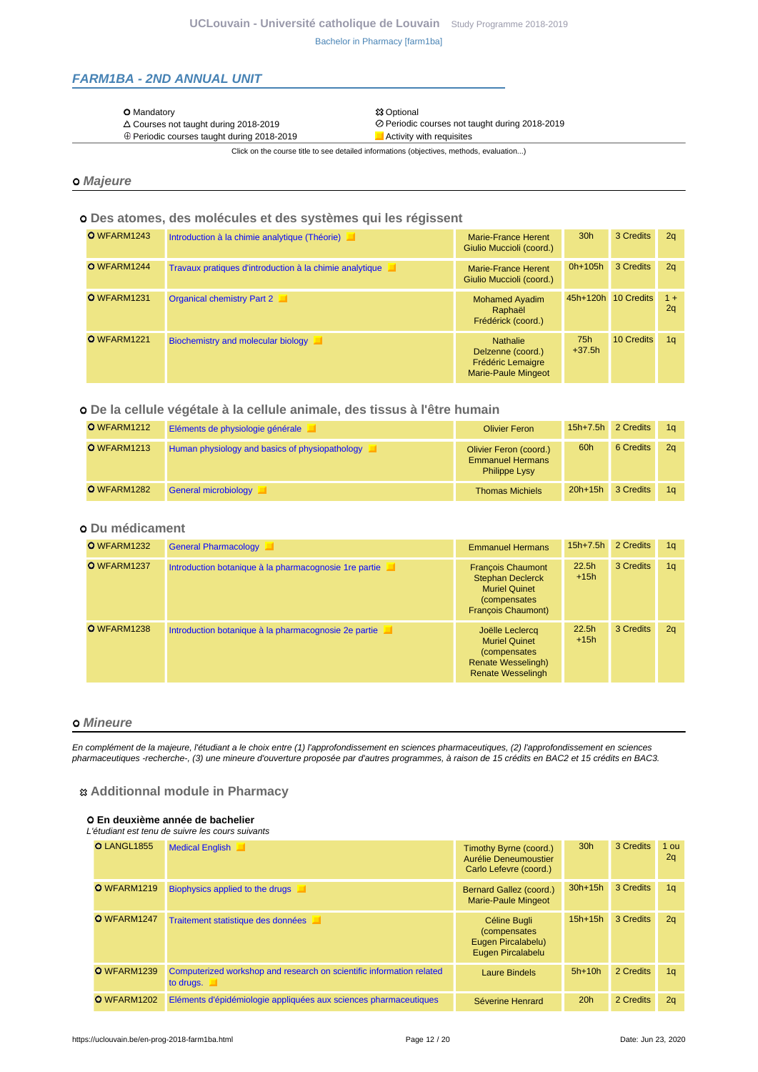## FARM1BA - 2ND ANNUAL UNIT

| | |
|---|---|
| O Mandatory | ☒ Optional |
| △ Courses not taught during 2018-2019 | ⊘ Periodic courses not taught during 2018-2019 |
| ⊕ Periodic courses taught during 2018-2019 | ■ Activity with requisites |

Click on the course title to see detailed informations (objectives, methods, evaluation...)

### o *Majeure*

#### o Des atomes, des molécules et des systèmes qui les régissent

| Code | Title | Teachers | Hours | Credits | Quadrimester |
|---|---|---|---|---|---|
| O WFARM1243 | Introduction à la chimie analytique (Théorie) ■ | Marie-France Herent<br>Giulio Muccioli (coord.) | 30h | 3 Credits | 2q |
| O WFARM1244 | Travaux pratiques d'introduction à la chimie analytique ■ | Marie-France Herent<br>Giulio Muccioli (coord.) | 0h+105h | 3 Credits | 2q |
| O WFARM1231 | Organical chemistry Part 2 ■ | Mohamed Ayadim<br>Raphaël<br>Frédérick (coord.) | 45h+120h | 10 Credits | 1 + 2q |
| O WFARM1221 | Biochemistry and molecular biology ■ | Nathalie<br>Delzenne (coord.)<br>Frédéric Lemaigre<br>Marie-Paule Mingeot | 75h<br>+37.5h | 10 Credits | 1q |

#### o De la cellule végétale à la cellule animale, des tissus à l'être humain

| Code | Title | Teachers | Hours | Credits | Quadrimester |
|---|---|---|---|---|---|
| O WFARM1212 | Eléments de physiologie générale ■ | Olivier Feron | 15h+7.5h | 2 Credits | 1q |
| O WFARM1213 | Human physiology and basics of physiopathology ■ | Olivier Feron (coord.)<br>Emmanuel Hermans<br>Philippe Lysy | 60h | 6 Credits | 2q |
| O WFARM1282 | General microbiology ■ | Thomas Michiels | 20h+15h | 3 Credits | 1q |

#### o Du médicament

| Code | Title | Teachers | Hours | Credits | Quadrimester |
|---|---|---|---|---|---|
| O WFARM1232 | General Pharmacology ■ | Emmanuel Hermans | 15h+7.5h | 2 Credits | 1q |
| O WFARM1237 | Introduction botanique à la pharmacognosie 1re partie ■ | François Chaumont<br>Stephan Declerck<br>Muriel Quinet<br>(compensates<br>François Chaumont) | 22.5h<br>+15h | 3 Credits | 1q |
| O WFARM1238 | Introduction botanique à la pharmacognosie 2e partie ■ | Joëlle Leclercq<br>Muriel Quinet<br>(compensates<br>Renate Wesselingh)<br>Renate Wesselingh | 22.5h<br>+15h | 3 Credits | 2q |

### o *Mineure*

*En complément de la majeure, l'étudiant a le choix entre (1) l'approfondissement en sciences pharmaceutiques, (2) l'approfondissement en sciences pharmaceutiques -recherche-, (3) une mineure d'ouverture proposée par d'autres programmes, à raison de 15 crédits en BAC2 et 15 crédits en BAC3.*

#### ☒ Additionnal module in Pharmacy

**O En deuxième année de bachelier**

*L'étudiant est tenu de suivre les cours suivants*

| Code | Title | Teachers | Hours | Credits | Quadrimester |
|---|---|---|---|---|---|
| O LANGL1855 | Medical English ■ | Timothy Byrne (coord.)<br>Aurélie Deneumoustier<br>Carlo Lefevre (coord.) | 30h | 3 Credits | 1 ou 2q |
| O WFARM1219 | Biophysics applied to the drugs ■ | Bernard Gallez (coord.)<br>Marie-Paule Mingeot | 30h+15h | 3 Credits | 1q |
| O WFARM1247 | Traitement statistique des données ■ | Céline Bugli<br>(compensates<br>Eugen Pircalabelu)<br>Eugen Pircalabelu | 15h+15h | 3 Credits | 2q |
| O WFARM1239 | Computerized workshop and research on scientific information related to drugs. ■ | Laure Bindels | 5h+10h | 2 Credits | 1q |
| O WFARM1202 | Eléments d'épidémiologie appliquées aux sciences pharmaceutiques | Séverine Henrard | 20h | 2 Credits | 2q |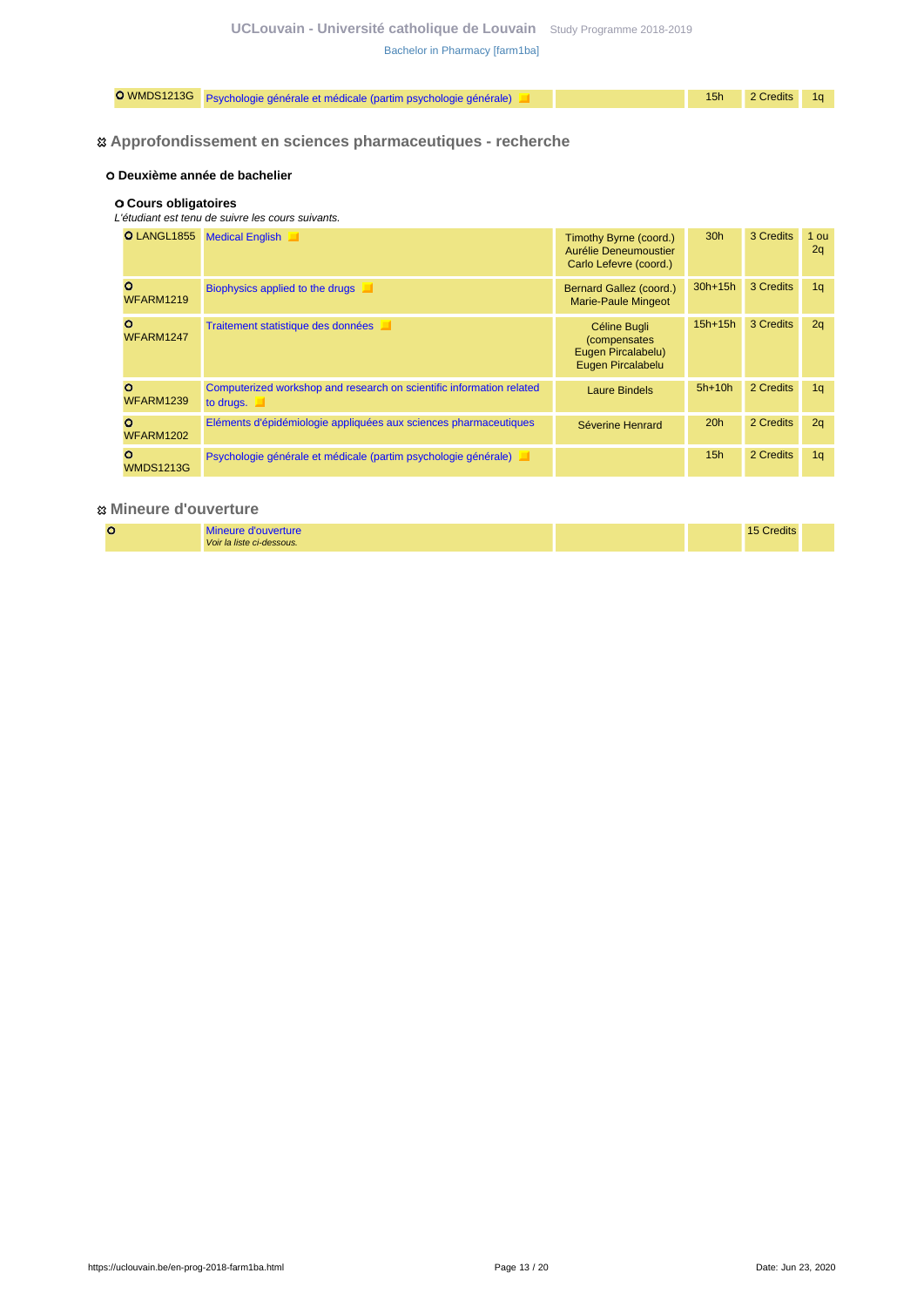| | | | | | |
|---|---|---|---|---|---|
| WMDS1213G | Psychologie générale et médicale (partim psychologie générale) | | 15h | 2 Credits | 1q |

## Approfondissement en sciences pharmaceutiques - recherche

### Deuxième année de bachelier

#### Cours obligatoires

*L'étudiant est tenu de suivre les cours suivants.*

| Code | Cours | Enseignants | Heures | Crédits | Quadrimestre |
|---|---|---|---|---|---|
| LANGL1855 | Medical English | Timothy Byrne (coord.) Aurélie Deneumoustier Carlo Lefevre (coord.) | 30h | 3 Credits | 1 ou 2q |
| WFARM1219 | Biophysics applied to the drugs | Bernard Gallez (coord.) Marie-Paule Mingeot | 30h+15h | 3 Credits | 1q |
| WFARM1247 | Traitement statistique des données | Céline Bugli (compensates Eugen Pircalabelu) Eugen Pircalabelu | 15h+15h | 3 Credits | 2q |
| WFARM1239 | Computerized workshop and research on scientific information related to drugs. | Laure Bindels | 5h+10h | 2 Credits | 1q |
| WFARM1202 | Eléments d'épidémiologie appliquées aux sciences pharmaceutiques | Séverine Henrard | 20h | 2 Credits | 2q |
| WMDS1213G | Psychologie générale et médicale (partim psychologie générale) | | 15h | 2 Credits | 1q |

## Mineure d'ouverture

| | | | | | |
|---|---|---|---|---|---|
| | Mineure d'ouverture *Voir la liste ci-dessous.* | | | 15 Credits | |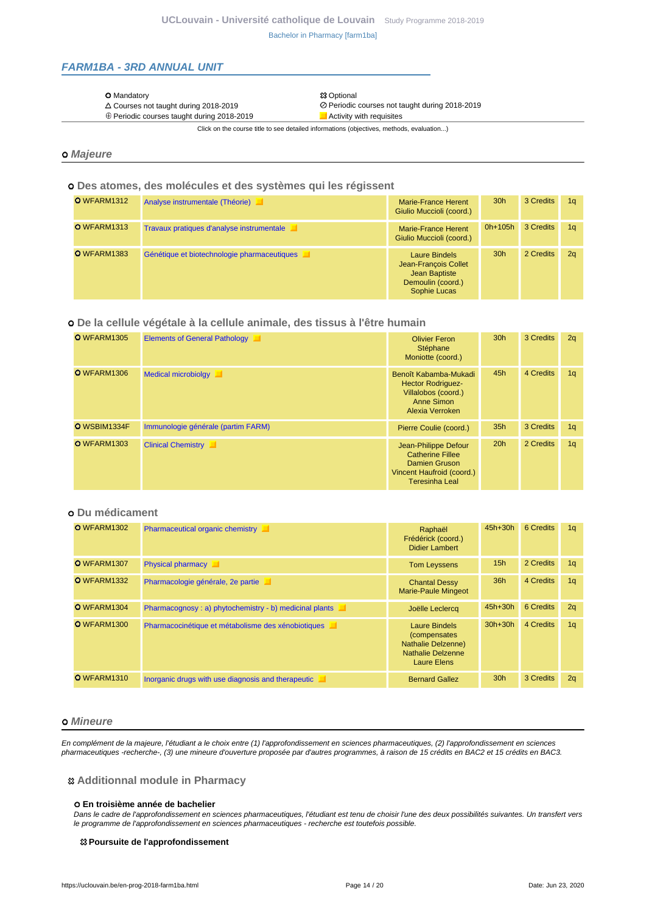## FARM1BA - 3RD ANNUAL UNIT

| | |
|---|---|
| O Mandatory | ⚄ Optional |
| △ Courses not taught during 2018-2019 | ⊘ Periodic courses not taught during 2018-2019 |
| ⊕ Periodic courses taught during 2018-2019 | Activity with requisites |

Click on the course title to see detailed informations (objectives, methods, evaluation...)

### o Majeure

#### o Des atomes, des molécules et des systèmes qui les régissent

| Code | Course | Teachers | Hours | Credits | Term |
|---|---|---|---|---|---|
| O WFARM1312 | Analyse instrumentale (Théorie) | Marie-France Herent, Giulio Muccioli (coord.) | 30h | 3 Credits | 1q |
| O WFARM1313 | Travaux pratiques d'analyse instrumentale | Marie-France Herent, Giulio Muccioli (coord.) | 0h+105h | 3 Credits | 1q |
| O WFARM1383 | Génétique et biotechnologie pharmaceutiques | Laure Bindels, Jean-François Collet, Jean Baptiste Demoulin (coord.), Sophie Lucas | 30h | 2 Credits | 2q |

#### o De la cellule végétale à la cellule animale, des tissus à l'être humain

| Code | Course | Teachers | Hours | Credits | Term |
|---|---|---|---|---|---|
| O WFARM1305 | Elements of General Pathology | Olivier Feron, Stéphane Moniotte (coord.) | 30h | 3 Credits | 2q |
| O WFARM1306 | Medical microbiolgy | Benoît Kabamba-Mukadi, Hector Rodriguez-Villalobos (coord.), Anne Simon, Alexia Verroken | 45h | 4 Credits | 1q |
| O WSBIM1334F | Immunologie générale (partim FARM) | Pierre Coulie (coord.) | 35h | 3 Credits | 1q |
| O WFARM1303 | Clinical Chemistry | Jean-Philippe Defour, Catherine Fillee, Damien Gruson, Vincent Haufroid (coord.), Teresinha Leal | 20h | 2 Credits | 1q |

#### o Du médicament

| Code | Course | Teachers | Hours | Credits | Term |
|---|---|---|---|---|---|
| O WFARM1302 | Pharmaceutical organic chemistry | Raphaël Frédérick (coord.), Didier Lambert | 45h+30h | 6 Credits | 1q |
| O WFARM1307 | Physical pharmacy | Tom Leyssens | 15h | 2 Credits | 1q |
| O WFARM1332 | Pharmacologie générale, 2e partie | Chantal Dessy, Marie-Paule Mingeot | 36h | 4 Credits | 1q |
| O WFARM1304 | Pharmacognosy : a) phytochemistry - b) medicinal plants | Joëlle Leclercq | 45h+30h | 6 Credits | 2q |
| O WFARM1300 | Pharmacocinétique et métabolisme des xénobiotiques | Laure Bindels (compensates Nathalie Delzenne), Nathalie Delzenne, Laure Elens | 30h+30h | 4 Credits | 1q |
| O WFARM1310 | Inorganic drugs with use diagnosis and therapeutic | Bernard Gallez | 30h | 3 Credits | 2q |

### o Mineure

*En complément de la majeure, l'étudiant a le choix entre (1) l'approfondissement en sciences pharmaceutiques, (2) l'approfondissement en sciences pharmaceutiques -recherche-, (3) une mineure d'ouverture proposée par d'autres programmes, à raison de 15 crédits en BAC2 et 15 crédits en BAC3.*

#### ⚄ Additionnal module in Pharmacy

**o En troisième année de bachelier**

*Dans le cadre de l'approfondissement en sciences pharmaceutiques, l'étudiant est tenu de choisir l'une des deux possibilités suivantes. Un transfert vers le programme de l'approfondissement en sciences pharmaceutiques - recherche est toutefois possible.*

**⚄ Poursuite de l'approfondissement**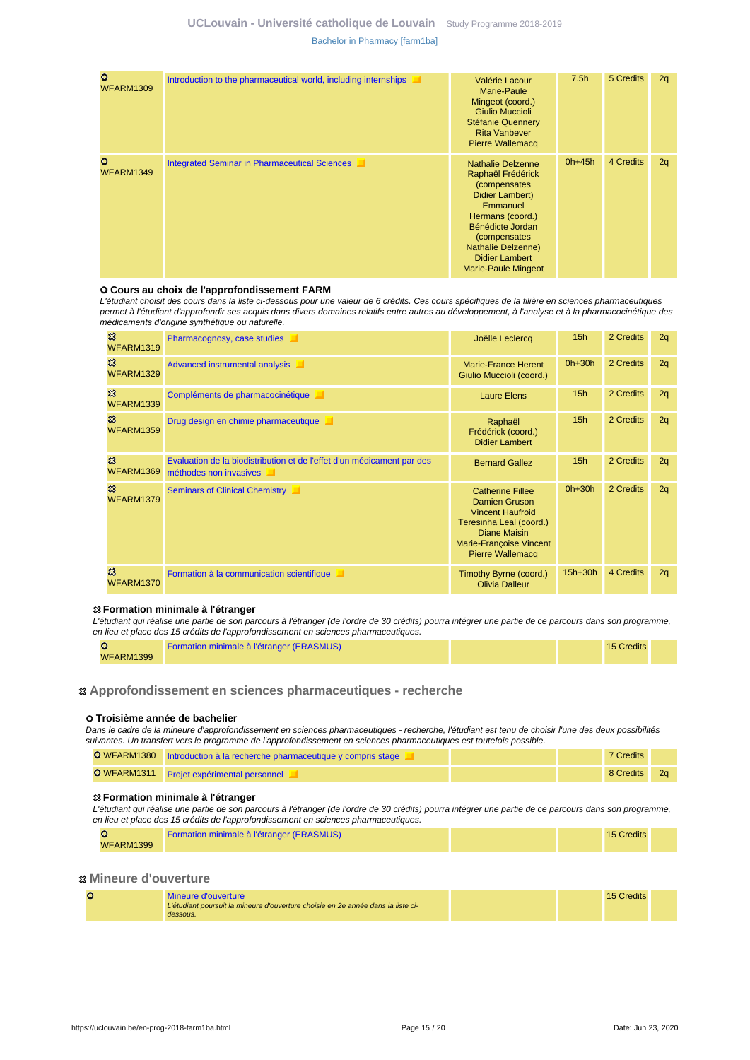| Code | Course | Teachers | Hours | Credits | Quadrimester |
|---|---|---|---|---|---|
| O WFARM1309 | Introduction to the pharmaceutical world, including internships | Valérie Lacour, Marie-Paule Mingeot (coord.), Giulio Muccioli, Stéfanie Quennery, Rita Vanbever, Pierre Wallemacq | 7.5h | 5 Credits | 2q |
| O WFARM1349 | Integrated Seminar in Pharmaceutical Sciences | Nathalie Delzenne, Raphaël Frédérick (compensates Didier Lambert), Emmanuel Hermans (coord.), Bénédicte Jordan (compensates Nathalie Delzenne), Didier Lambert, Marie-Paule Mingeot | 0h+45h | 4 Credits | 2q |

### Cours au choix de l'approfondissement FARM

*L'étudiant choisit des cours dans la liste ci-dessous pour une valeur de 6 crédits. Ces cours spécifiques de la filière en sciences pharmaceutiques permet à l'étudiant d'approfondir ses acquis dans divers domaines relatifs entre autres au développement, à l'analyse et à la pharmacocinétique des médicaments d'origine synthétique ou naturelle.*

| Code | Course | Teachers | Hours | Credits | Quadrimester |
|---|---|---|---|---|---|
| WFARM1319 | Pharmacognosy, case studies | Joëlle Leclercq | 15h | 2 Credits | 2q |
| WFARM1329 | Advanced instrumental analysis | Marie-France Herent, Giulio Muccioli (coord.) | 0h+30h | 2 Credits | 2q |
| WFARM1339 | Compléments de pharmacocinétique | Laure Elens | 15h | 2 Credits | 2q |
| WFARM1359 | Drug design en chimie pharmaceutique | Raphaël Frédérick (coord.), Didier Lambert | 15h | 2 Credits | 2q |
| WFARM1369 | Evaluation de la biodistribution et de l'effet d'un médicament par des méthodes non invasives | Bernard Gallez | 15h | 2 Credits | 2q |
| WFARM1379 | Seminars of Clinical Chemistry | Catherine Fillee, Damien Gruson, Vincent Haufroid, Teresinha Leal (coord.), Diane Maisin, Marie-Françoise Vincent, Pierre Wallemacq | 0h+30h | 2 Credits | 2q |
| WFARM1370 | Formation à la communication scientifique | Timothy Byrne (coord.), Olivia Dalleur | 15h+30h | 4 Credits | 2q |

### Formation minimale à l'étranger

*L'étudiant qui réalise une partie de son parcours à l'étranger (de l'ordre de 30 crédits) pourra intégrer une partie de ce parcours dans son programme, en lieu et place des 15 crédits de l'approfondissement en sciences pharmaceutiques.*

| Code | Course | Teachers | Hours | Credits | Quadrimester |
|---|---|---|---|---|---|
| O WFARM1399 | Formation minimale à l'étranger (ERASMUS) | | | 15 Credits | |

## Approfondissement en sciences pharmaceutiques - recherche

### Troisième année de bachelier

*Dans le cadre de la mineure d'approfondissement en sciences pharmaceutiques - recherche, l'étudiant est tenu de choisir l'une des deux possibilités suivantes. Un transfert vers le programme de l'approfondissement en sciences pharmaceutiques est toutefois possible.*

| Code | Course | Teachers | Hours | Credits | Quadrimester |
|---|---|---|---|---|---|
| O WFARM1380 | Introduction à la recherche pharmaceutique y compris stage | | | 7 Credits | |
| O WFARM1311 | Projet expérimental personnel | | | 8 Credits | 2q |

### Formation minimale à l'étranger

*L'étudiant qui réalise une partie de son parcours à l'étranger (de l'ordre de 30 crédits) pourra intégrer une partie de ce parcours dans son programme, en lieu et place des 15 crédits de l'approfondissement en sciences pharmaceutiques.*

| Code | Course | Teachers | Hours | Credits | Quadrimester |
|---|---|---|---|---|---|
| O WFARM1399 | Formation minimale à l'étranger (ERASMUS) | | | 15 Credits | |

## Mineure d'ouverture

| Code | Course | Teachers | Hours | Credits | Quadrimester |
|---|---|---|---|---|---|
| O | Mineure d'ouverture *L'étudiant poursuit la mineure d'ouverture choisie en 2e année dans la liste ci-dessous.* | | | 15 Credits | |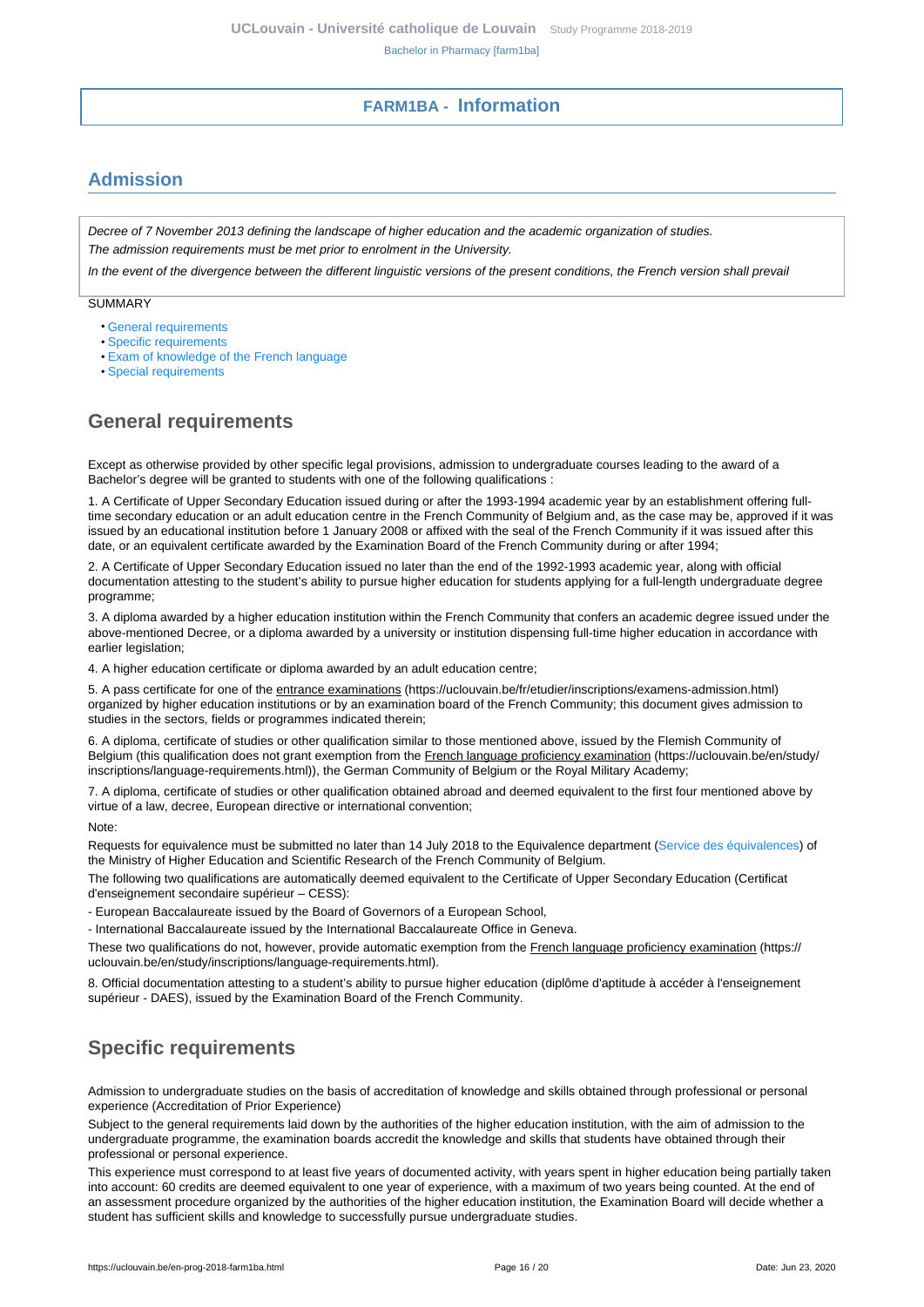## FARM1BA - Information

## Admission

*Decree of 7 November 2013 defining the landscape of higher education and the academic organization of studies.*
*The admission requirements must be met prior to enrolment in the University.*

*In the event of the divergence between the different linguistic versions of the present conditions, the French version shall prevail*

SUMMARY

- General requirements
- Specific requirements
- Exam of knowledge of the French language
- Special requirements

## General requirements

Except as otherwise provided by other specific legal provisions, admission to undergraduate courses leading to the award of a Bachelor's degree will be granted to students with one of the following qualifications :

1. A Certificate of Upper Secondary Education issued during or after the 1993-1994 academic year by an establishment offering full-time secondary education or an adult education centre in the French Community of Belgium and, as the case may be, approved if it was issued by an educational institution before 1 January 2008 or affixed with the seal of the French Community if it was issued after this date, or an equivalent certificate awarded by the Examination Board of the French Community during or after 1994;

2. A Certificate of Upper Secondary Education issued no later than the end of the 1992-1993 academic year, along with official documentation attesting to the student's ability to pursue higher education for students applying for a full-length undergraduate degree programme;

3. A diploma awarded by a higher education institution within the French Community that confers an academic degree issued under the above-mentioned Decree, or a diploma awarded by a university or institution dispensing full-time higher education in accordance with earlier legislation;

4. A higher education certificate or diploma awarded by an adult education centre;

5. A pass certificate for one of the entrance examinations (https://uclouvain.be/fr/etudier/inscriptions/examens-admission.html) organized by higher education institutions or by an examination board of the French Community; this document gives admission to studies in the sectors, fields or programmes indicated therein;

6. A diploma, certificate of studies or other qualification similar to those mentioned above, issued by the Flemish Community of Belgium (this qualification does not grant exemption from the French language proficiency examination (https://uclouvain.be/en/study/inscriptions/language-requirements.html)), the German Community of Belgium or the Royal Military Academy;

7. A diploma, certificate of studies or other qualification obtained abroad and deemed equivalent to the first four mentioned above by virtue of a law, decree, European directive or international convention;

Note:

Requests for equivalence must be submitted no later than 14 July 2018 to the Equivalence department (Service des équivalences) of the Ministry of Higher Education and Scientific Research of the French Community of Belgium.

The following two qualifications are automatically deemed equivalent to the Certificate of Upper Secondary Education (Certificat d'enseignement secondaire supérieur – CESS):

- European Baccalaureate issued by the Board of Governors of a European School,

- International Baccalaureate issued by the International Baccalaureate Office in Geneva.

These two qualifications do not, however, provide automatic exemption from the French language proficiency examination (https://uclouvain.be/en/study/inscriptions/language-requirements.html).

8. Official documentation attesting to a student's ability to pursue higher education (diplôme d'aptitude à accéder à l'enseignement supérieur - DAES), issued by the Examination Board of the French Community.

## Specific requirements

Admission to undergraduate studies on the basis of accreditation of knowledge and skills obtained through professional or personal experience (Accreditation of Prior Experience)

Subject to the general requirements laid down by the authorities of the higher education institution, with the aim of admission to the undergraduate programme, the examination boards accredit the knowledge and skills that students have obtained through their professional or personal experience.

This experience must correspond to at least five years of documented activity, with years spent in higher education being partially taken into account: 60 credits are deemed equivalent to one year of experience, with a maximum of two years being counted. At the end of an assessment procedure organized by the authorities of the higher education institution, the Examination Board will decide whether a student has sufficient skills and knowledge to successfully pursue undergraduate studies.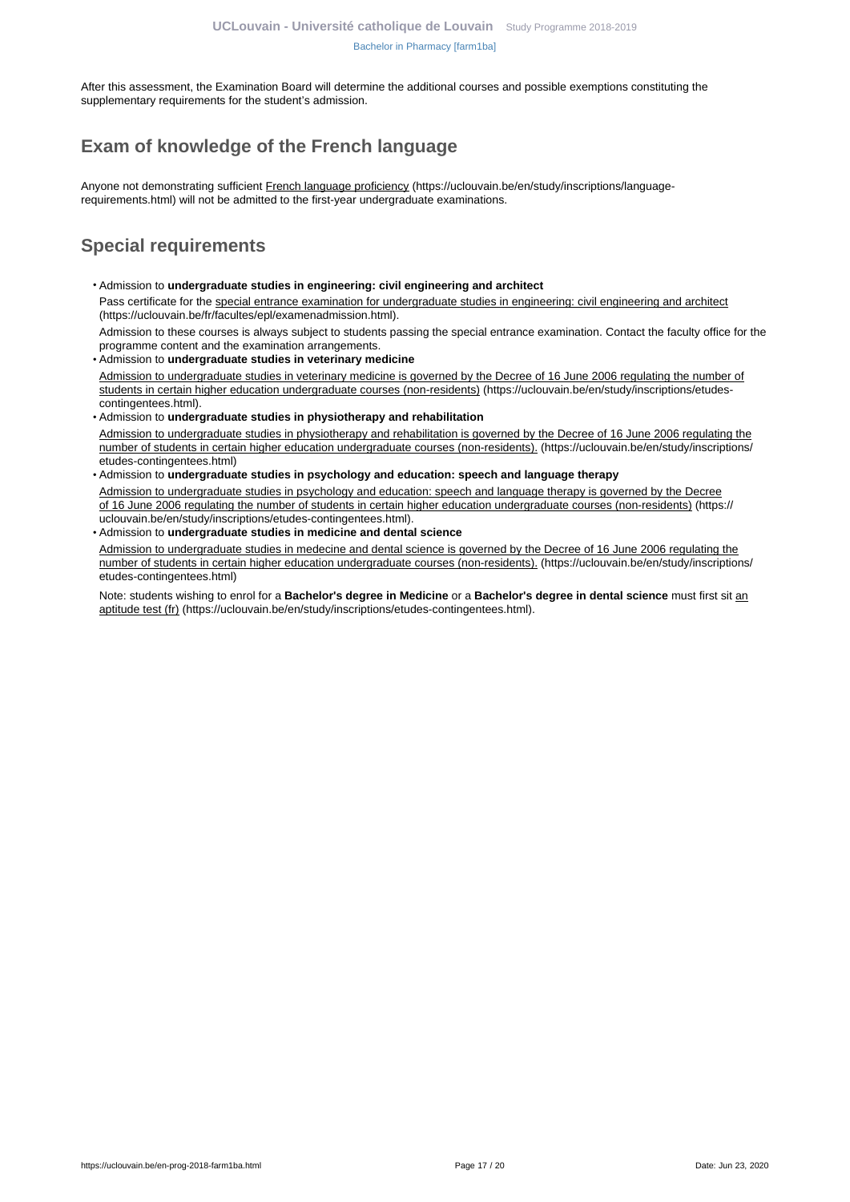After this assessment, the Examination Board will determine the additional courses and possible exemptions constituting the supplementary requirements for the student's admission.

## Exam of knowledge of the French language

Anyone not demonstrating sufficient French language proficiency (https://uclouvain.be/en/study/inscriptions/language-requirements.html) will not be admitted to the first-year undergraduate examinations.

## Special requirements

- Admission to **undergraduate studies in engineering: civil engineering and architect**

  Pass certificate for the special entrance examination for undergraduate studies in engineering: civil engineering and architect (https://uclouvain.be/fr/facultes/epl/examenadmission.html).

  Admission to these courses is always subject to students passing the special entrance examination. Contact the faculty office for the programme content and the examination arrangements.
- Admission to **undergraduate studies in veterinary medicine**

  Admission to undergraduate studies in veterinary medicine is governed by the Decree of 16 June 2006 regulating the number of students in certain higher education undergraduate courses (non-residents) (https://uclouvain.be/en/study/inscriptions/etudes-contingentees.html).
- Admission to **undergraduate studies in physiotherapy and rehabilitation**

  Admission to undergraduate studies in physiotherapy and rehabilitation is governed by the Decree of 16 June 2006 regulating the number of students in certain higher education undergraduate courses (non-residents). (https://uclouvain.be/en/study/inscriptions/etudes-contingentees.html)
- Admission to **undergraduate studies in psychology and education: speech and language therapy**

  Admission to undergraduate studies in psychology and education: speech and language therapy is governed by the Decree of 16 June 2006 regulating the number of students in certain higher education undergraduate courses (non-residents) (https://uclouvain.be/en/study/inscriptions/etudes-contingentees.html).
- Admission to **undergraduate studies in medicine and dental science**

  Admission to undergraduate studies in medecine and dental science is governed by the Decree of 16 June 2006 regulating the number of students in certain higher education undergraduate courses (non-residents). (https://uclouvain.be/en/study/inscriptions/etudes-contingentees.html)

  Note: students wishing to enrol for a **Bachelor's degree in Medicine** or a **Bachelor's degree in dental science** must first sit an aptitude test (fr) (https://uclouvain.be/en/study/inscriptions/etudes-contingentees.html).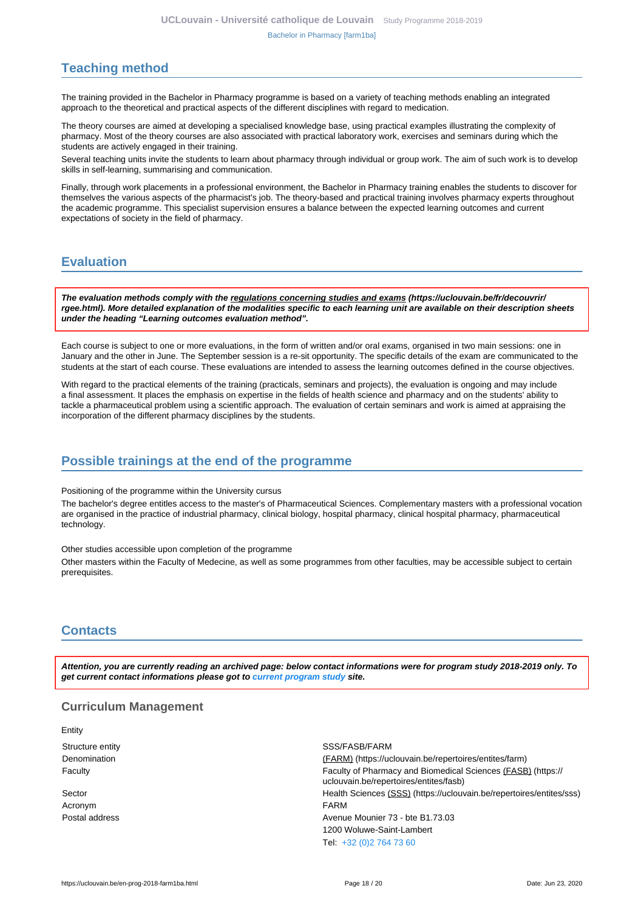## Teaching method

The training provided in the Bachelor in Pharmacy programme is based on a variety of teaching methods enabling an integrated approach to the theoretical and practical aspects of the different disciplines with regard to medication.

The theory courses are aimed at developing a specialised knowledge base, using practical examples illustrating the complexity of pharmacy. Most of the theory courses are also associated with practical laboratory work, exercises and seminars during which the students are actively engaged in their training.

Several teaching units invite the students to learn about pharmacy through individual or group work. The aim of such work is to develop skills in self-learning, summarising and communication.

Finally, through work placements in a professional environment, the Bachelor in Pharmacy training enables the students to discover for themselves the various aspects of the pharmacist's job. The theory-based and practical training involves pharmacy experts throughout the academic programme. This specialist supervision ensures a balance between the expected learning outcomes and current expectations of society in the field of pharmacy.

## Evaluation

***The evaluation methods comply with the regulations concerning studies and exams (https://uclouvain.be/fr/decouvrir/rgee.html). More detailed explanation of the modalities specific to each learning unit are available on their description sheets under the heading "Learning outcomes evaluation method".***

Each course is subject to one or more evaluations, in the form of written and/or oral exams, organised in two main sessions: one in January and the other in June. The September session is a re-sit opportunity. The specific details of the exam are communicated to the students at the start of each course. These evaluations are intended to assess the learning outcomes defined in the course objectives.

With regard to the practical elements of the training (practicals, seminars and projects), the evaluation is ongoing and may include a final assessment. It places the emphasis on expertise in the fields of health science and pharmacy and on the students' ability to tackle a pharmaceutical problem using a scientific approach. The evaluation of certain seminars and work is aimed at appraising the incorporation of the different pharmacy disciplines by the students.

## Possible trainings at the end of the programme

Positioning of the programme within the University cursus

The bachelor's degree entitles access to the master's of Pharmaceutical Sciences. Complementary masters with a professional vocation are organised in the practice of industrial pharmacy, clinical biology, hospital pharmacy, clinical hospital pharmacy, pharmaceutical technology.

Other studies accessible upon completion of the programme

Other masters within the Faculty of Medecine, as well as some programmes from other faculties, may be accessible subject to certain prerequisites.

## Contacts

***Attention, you are currently reading an archived page: below contact informations were for program study 2018-2019 only. To get current contact informations please got to current program study site.***

### Curriculum Management

Entity

| | |
|---|---|
| Structure entity | SSS/FASB/FARM |
| Denomination | (FARM) (https://uclouvain.be/repertoires/entites/farm) |
| Faculty | Faculty of Pharmacy and Biomedical Sciences (FASB) (https://uclouvain.be/repertoires/entites/fasb) |
| Sector | Health Sciences (SSS) (https://uclouvain.be/repertoires/entites/sss) |
| Acronym | FARM |
| Postal address | Avenue Mounier 73 - bte B1.73.03<br>1200 Woluwe-Saint-Lambert<br>Tel: +32 (0)2 764 73 60 |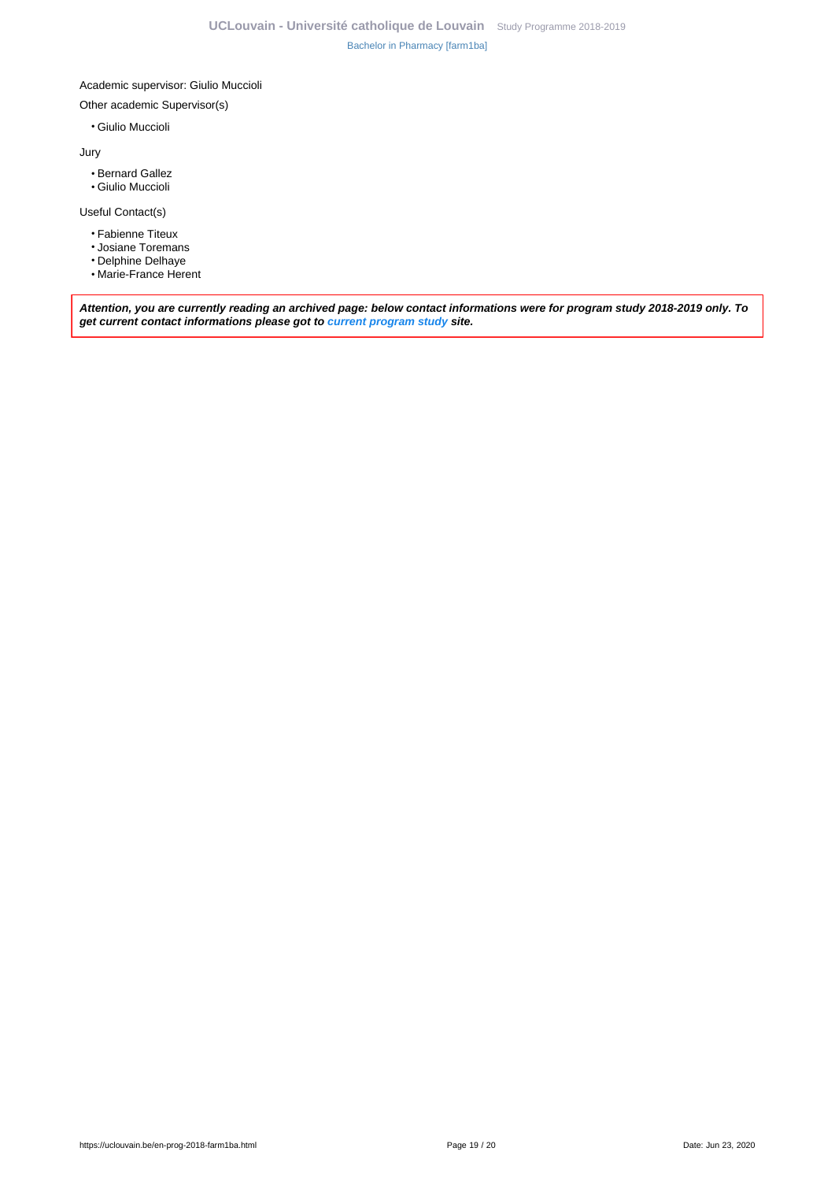Academic supervisor: Giulio Muccioli

Other academic Supervisor(s)

- Giulio Muccioli

Jury

- Bernard Gallez
- Giulio Muccioli

Useful Contact(s)

- Fabienne Titeux
- Josiane Toremans
- Delphine Delhaye
- Marie-France Herent

***Attention, you are currently reading an archived page: below contact informations were for program study 2018-2019 only. To get current contact informations please got to current program study site.***